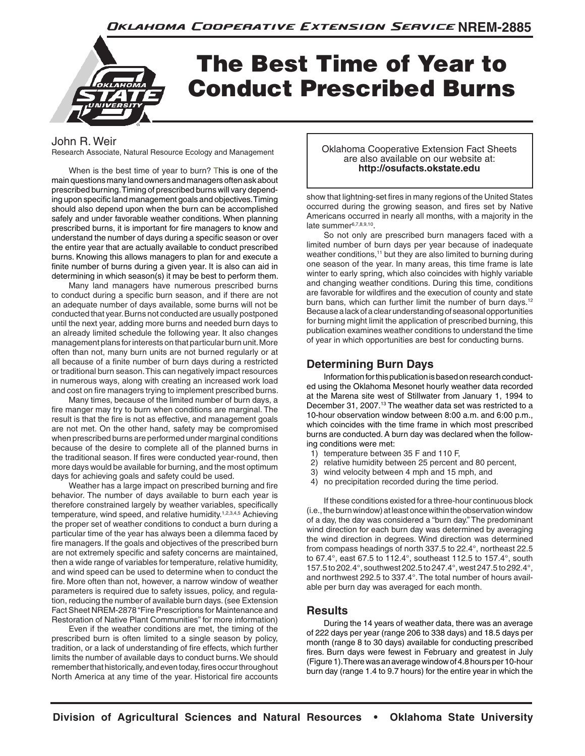Oklahoma Cooperative Extension Service NREM-2885

# The Best Time of Year to Conduct Prescribed Burns

John R. Weir
Research Associate, Natural Resource Ecology and Management

Oklahoma Cooperative Extension Fact Sheets are also available on our website at: **http://osufacts.okstate.edu**

When is the best time of year to burn? This is one of the main questions many land owners and managers often ask about prescribed burning. Timing of prescribed burns will vary depending upon specific land management goals and objectives. Timing should also depend upon when the burn can be accomplished safely and under favorable weather conditions. When planning prescribed burns, it is important for fire managers to know and understand the number of days during a specific season or over the entire year that are actually available to conduct prescribed burns. Knowing this allows managers to plan for and execute a finite number of burns during a given year. It is also can aid in determining in which season(s) it may be best to perform them.

Many land managers have numerous prescribed burns to conduct during a specific burn season, and if there are not an adequate number of days available, some burns will not be conducted that year. Burns not conducted are usually postponed until the next year, adding more burns and needed burn days to an already limited schedule the following year. It also changes management plans for interests on that particular burn unit. More often than not, many burn units are not burned regularly or at all because of a finite number of burn days during a restricted or traditional burn season. This can negatively impact resources in numerous ways, along with creating an increased work load and cost on fire managers trying to implement prescribed burns.

Many times, because of the limited number of burn days, a fire manger may try to burn when conditions are marginal. The result is that the fire is not as effective, and management goals are not met. On the other hand, safety may be compromised when prescribed burns are performed under marginal conditions because of the desire to complete all of the planned burns in the traditional season. If fires were conducted year-round, then more days would be available for burning, and the most optimum days for achieving goals and safety could be used.

Weather has a large impact on prescribed burning and fire behavior. The number of days available to burn each year is therefore constrained largely by weather variables, specifically temperature, wind speed, and relative humidity.[1,2,3,4,5] Achieving the proper set of weather conditions to conduct a burn during a particular time of the year has always been a dilemma faced by fire managers. If the goals and objectives of the prescribed burn are not extremely specific and safety concerns are maintained, then a wide range of variables for temperature, relative humidity, and wind speed can be used to determine when to conduct the fire. More often than not, however, a narrow window of weather parameters is required due to safety issues, policy, and regulation, reducing the number of available burn days. (see Extension Fact Sheet NREM-2878 "Fire Prescriptions for Maintenance and Restoration of Native Plant Communities" for more information)

Even if the weather conditions are met, the timing of the prescribed burn is often limited to a single season by policy, tradition, or a lack of understanding of fire effects, which further limits the number of available days to conduct burns. We should remember that historically, and even today, fires occur throughout North America at any time of the year. Historical fire accounts show that lightning-set fires in many regions of the United States occurred during the growing season, and fires set by Native Americans occurred in nearly all months, with a majority in the late summer[6,7,8,9,10].

So not only are prescribed burn managers faced with a limited number of burn days per year because of inadequate weather conditions,[11] but they are also limited to burning during one season of the year. In many areas, this time frame is late winter to early spring, which also coincides with highly variable and changing weather conditions. During this time, conditions are favorable for wildfires and the execution of county and state burn bans, which can further limit the number of burn days.[12] Because a lack of a clear understanding of seasonal opportunities for burning might limit the application of prescribed burning, this publication examines weather conditions to understand the time of year in which opportunities are best for conducting burns.

## Determining Burn Days

Information for this publication is based on research conducted using the Oklahoma Mesonet hourly weather data recorded at the Marena site west of Stillwater from January 1, 1994 to December 31, 2007.[13] The weather data set was restricted to a 10-hour observation window between 8:00 a.m. and 6:00 p.m., which coincides with the time frame in which most prescribed burns are conducted. A burn day was declared when the following conditions were met:

1) temperature between 35 F and 110 F,
2) relative humidity between 25 percent and 80 percent,
3) wind velocity between 4 mph and 15 mph, and
4) no precipitation recorded during the time period.

If these conditions existed for a three-hour continuous block (i.e., the burn window) at least once within the observation window of a day, the day was considered a "burn day." The predominant wind direction for each burn day was determined by averaging the wind direction in degrees. Wind direction was determined from compass headings of north 337.5 to 22.4°, northeast 22.5 to 67.4°, east 67.5 to 112.4°, southeast 112.5 to 157.4°, south 157.5 to 202.4°, southwest 202.5 to 247.4°, west 247.5 to 292.4°, and northwest 292.5 to 337.4°. The total number of hours available per burn day was averaged for each month.

## Results

During the 14 years of weather data, there was an average of 222 days per year (range 206 to 338 days) and 18.5 days per month (range 8 to 30 days) available for conducting prescribed fires. Burn days were fewest in February and greatest in July (Figure 1). There was an average window of 4.8 hours per 10-hour burn day (range 1.4 to 9.7 hours) for the entire year in which the

Division of Agricultural Sciences and Natural Resources • Oklahoma State University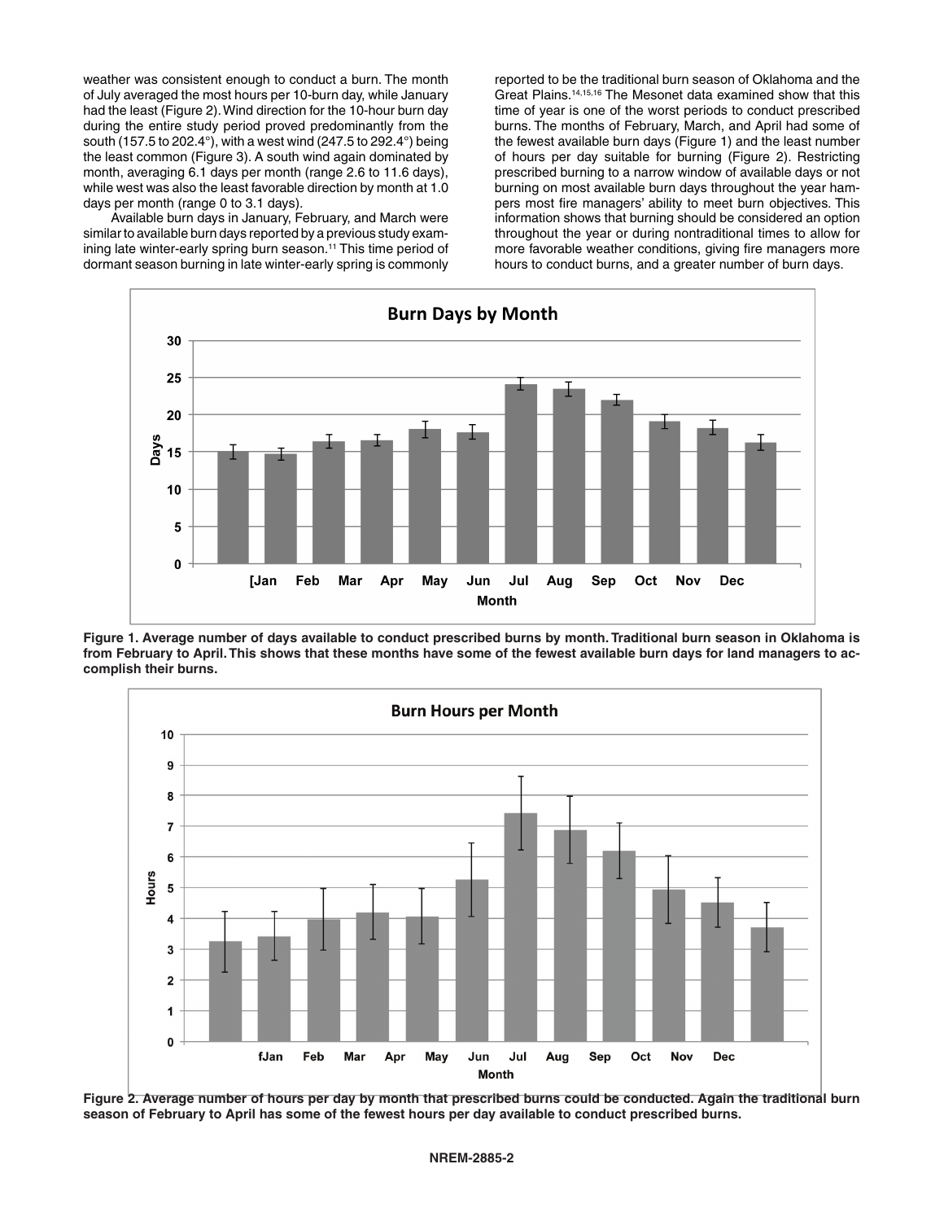weather was consistent enough to conduct a burn. The month of July averaged the most hours per 10-burn day, while January had the least (Figure 2). Wind direction for the 10-hour burn day during the entire study period proved predominantly from the south (157.5 to 202.4°), with a west wind (247.5 to 292.4°) being the least common (Figure 3). A south wind again dominated by month, averaging 6.1 days per month (range 2.6 to 11.6 days), while west was also the least favorable direction by month at 1.0 days per month (range 0 to 3.1 days).

Available burn days in January, February, and March were similar to available burn days reported by a previous study examining late winter-early spring burn season.[11] This time period of dormant season burning in late winter-early spring is commonly reported to be the traditional burn season of Oklahoma and the Great Plains.[14,15,16] The Mesonet data examined show that this time of year is one of the worst periods to conduct prescribed burns. The months of February, March, and April had some of the fewest available burn days (Figure 1) and the least number of hours per day suitable for burning (Figure 2). Restricting prescribed burning to a narrow window of available days or not burning on most available burn days throughout the year hampers most fire managers' ability to meet burn objectives. This information shows that burning should be considered an option throughout the year or during nontraditional times to allow for more favorable weather conditions, giving fire managers more hours to conduct burns, and a greater number of burn days.

**Figure 1. Average number of days available to conduct prescribed burns by month. Traditional burn season in Oklahoma is from February to April. This shows that these months have some of the fewest available burn days for land managers to accomplish their burns.**

**Figure 2. Average number of hours per day by month that prescribed burns could be conducted. Again the traditional burn season of February to April has some of the fewest hours per day available to conduct prescribed burns.**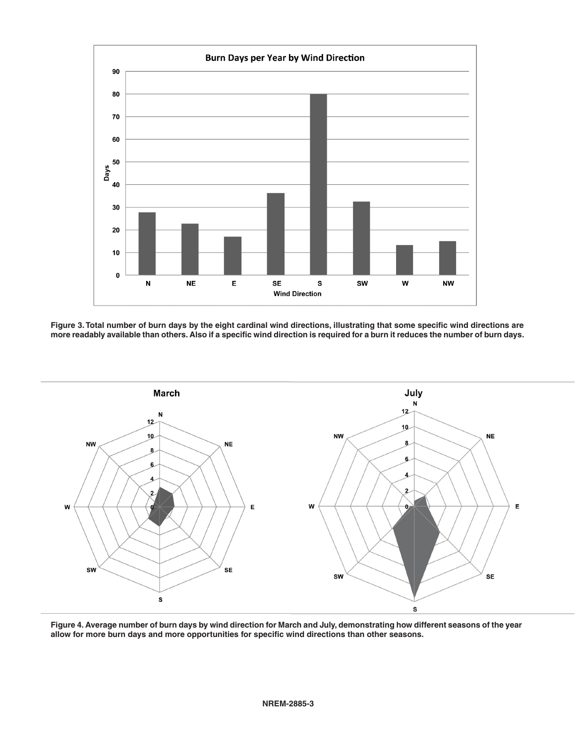Figure 3. Total number of burn days by the eight cardinal wind directions, illustrating that some specific wind directions are more readably available than others. Also if a specific wind direction is required for a burn it reduces the number of burn days.

Figure 4. Average number of burn days by wind direction for March and July, demonstrating how different seasons of the year allow for more burn days and more opportunities for specific wind directions than other seasons.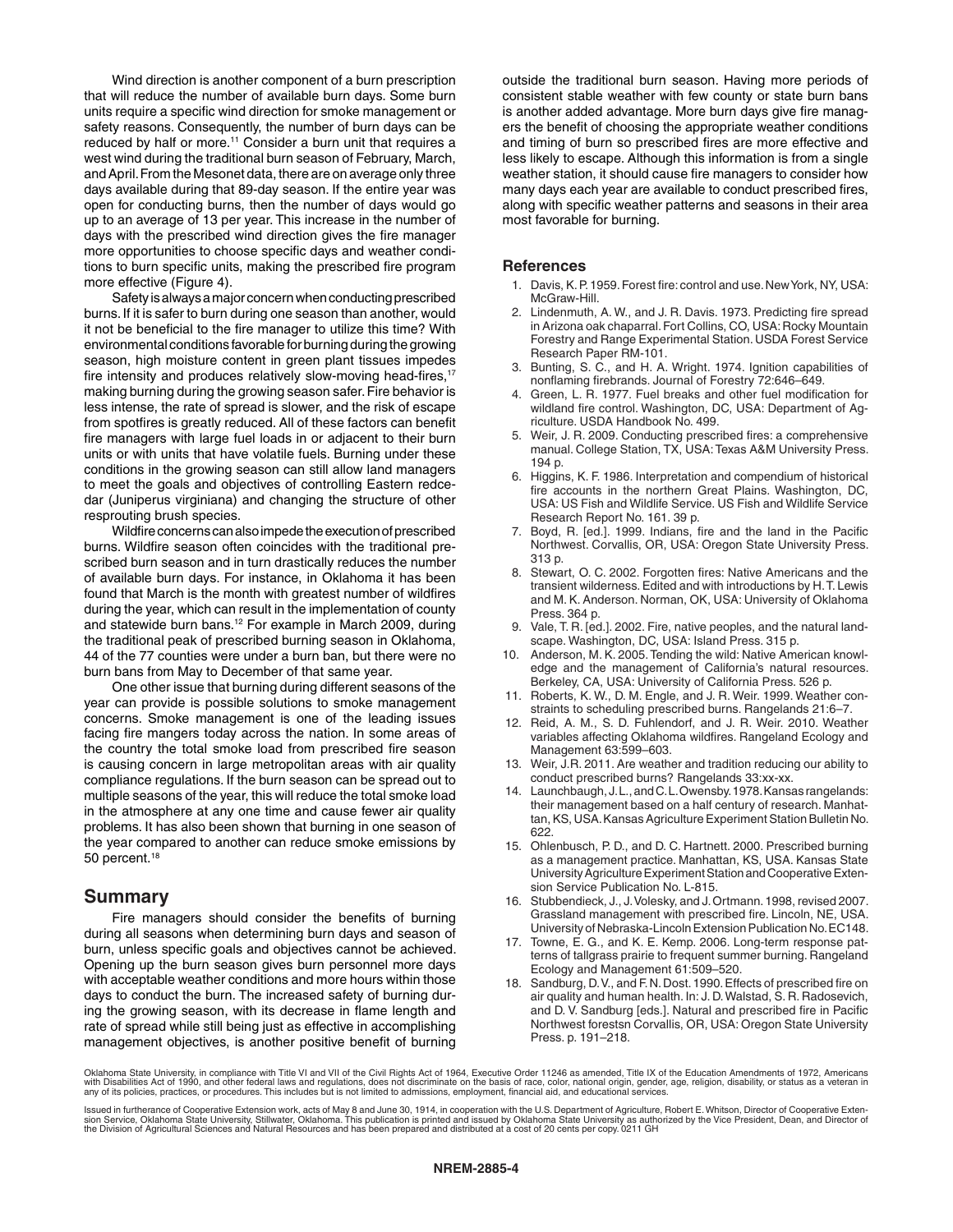Wind direction is another component of a burn prescription that will reduce the number of available burn days. Some burn units require a specific wind direction for smoke management or safety reasons. Consequently, the number of burn days can be reduced by half or more.[11] Consider a burn unit that requires a west wind during the traditional burn season of February, March, and April. From the Mesonet data, there are on average only three days available during that 89-day season. If the entire year was open for conducting burns, then the number of days would go up to an average of 13 per year. This increase in the number of days with the prescribed wind direction gives the fire manager more opportunities to choose specific days and weather conditions to burn specific units, making the prescribed fire program more effective (Figure 4).

Safety is always a major concern when conducting prescribed burns. If it is safer to burn during one season than another, would it not be beneficial to the fire manager to utilize this time? With environmental conditions favorable for burning during the growing season, high moisture content in green plant tissues impedes fire intensity and produces relatively slow-moving head-fires,[17] making burning during the growing season safer. Fire behavior is less intense, the rate of spread is slower, and the risk of escape from spotfires is greatly reduced. All of these factors can benefit fire managers with large fuel loads in or adjacent to their burn units or with units that have volatile fuels. Burning under these conditions in the growing season can still allow land managers to meet the goals and objectives of controlling Eastern redcedar (Juniperus virginiana) and changing the structure of other resprouting brush species.

Wildfire concerns can also impede the execution of prescribed burns. Wildfire season often coincides with the traditional prescribed burn season and in turn drastically reduces the number of available burn days. For instance, in Oklahoma it has been found that March is the month with greatest number of wildfires during the year, which can result in the implementation of county and statewide burn bans.[12] For example in March 2009, during the traditional peak of prescribed burning season in Oklahoma, 44 of the 77 counties were under a burn ban, but there were no burn bans from May to December of that same year.

One other issue that burning during different seasons of the year can provide is possible solutions to smoke management concerns. Smoke management is one of the leading issues facing fire mangers today across the nation. In some areas of the country the total smoke load from prescribed fire season is causing concern in large metropolitan areas with air quality compliance regulations. If the burn season can be spread out to multiple seasons of the year, this will reduce the total smoke load in the atmosphere at any one time and cause fewer air quality problems. It has also been shown that burning in one season of the year compared to another can reduce smoke emissions by 50 percent.[18]

## Summary

Fire managers should consider the benefits of burning during all seasons when determining burn days and season of burn, unless specific goals and objectives cannot be achieved. Opening up the burn season gives burn personnel more days with acceptable weather conditions and more hours within those days to conduct the burn. The increased safety of burning during the growing season, with its decrease in flame length and rate of spread while still being just as effective in accomplishing management objectives, is another positive benefit of burning outside the traditional burn season. Having more periods of consistent stable weather with few county or state burn bans is another added advantage. More burn days give fire managers the benefit of choosing the appropriate weather conditions and timing of burn so prescribed fires are more effective and less likely to escape. Although this information is from a single weather station, it should cause fire managers to consider how many days each year are available to conduct prescribed fires, along with specific weather patterns and seasons in their area most favorable for burning.

### References

1. Davis, K. P. 1959. Forest fire: control and use. New York, NY, USA: McGraw-Hill.
2. Lindenmuth, A. W., and J. R. Davis. 1973. Predicting fire spread in Arizona oak chaparral. Fort Collins, CO, USA: Rocky Mountain Forestry and Range Experimental Station. USDA Forest Service Research Paper RM-101.
3. Bunting, S. C., and H. A. Wright. 1974. Ignition capabilities of nonflaming firebrands. Journal of Forestry 72:646–649.
4. Green, L. R. 1977. Fuel breaks and other fuel modification for wildland fire control. Washington, DC, USA: Department of Agriculture. USDA Handbook No. 499.
5. Weir, J. R. 2009. Conducting prescribed fires: a comprehensive manual. College Station, TX, USA: Texas A&M University Press. 194 p.
6. Higgins, K. F. 1986. Interpretation and compendium of historical fire accounts in the northern Great Plains. Washington, DC, USA: US Fish and Wildlife Service. US Fish and Wildlife Service Research Report No. 161. 39 p.
7. Boyd, R. [ed.]. 1999. Indians, fire and the land in the Pacific Northwest. Corvallis, OR, USA: Oregon State University Press. 313 p.
8. Stewart, O. C. 2002. Forgotten fires: Native Americans and the transient wilderness. Edited and with introductions by H. T. Lewis and M. K. Anderson. Norman, OK, USA: University of Oklahoma Press. 364 p.
9. Vale, T. R. [ed.]. 2002. Fire, native peoples, and the natural landscape. Washington, DC, USA: Island Press. 315 p.
10. Anderson, M. K. 2005. Tending the wild: Native American knowledge and the management of California's natural resources. Berkeley, CA, USA: University of California Press. 526 p.
11. Roberts, K. W., D. M. Engle, and J. R. Weir. 1999. Weather constraints to scheduling prescribed burns. Rangelands 21:6–7.
12. Reid, A. M., S. D. Fuhlendorf, and J. R. Weir. 2010. Weather variables affecting Oklahoma wildfires. Rangeland Ecology and Management 63:599–603.
13. Weir, J.R. 2011. Are weather and tradition reducing our ability to conduct prescribed burns? Rangelands 33:xx-xx.
14. Launchbaugh, J. L., and C. L. Owensby. 1978. Kansas rangelands: their management based on a half century of research. Manhattan, KS, USA. Kansas Agriculture Experiment Station Bulletin No. 622.
15. Ohlenbusch, P. D., and D. C. Hartnett. 2000. Prescribed burning as a management practice. Manhattan, KS, USA. Kansas State University Agriculture Experiment Station and Cooperative Extension Service Publication No. L-815.
16. Stubbendieck, J., J. Volesky, and J. Ortmann. 1998, revised 2007. Grassland management with prescribed fire. Lincoln, NE, USA. University of Nebraska-Lincoln Extension Publication No. EC148.
17. Towne, E. G., and K. E. Kemp. 2006. Long-term response patterns of tallgrass prairie to frequent summer burning. Rangeland Ecology and Management 61:509–520.
18. Sandburg, D. V., and F. N. Dost. 1990. Effects of prescribed fire on air quality and human health. In: J. D. Walstad, S. R. Radosevich, and D. V. Sandburg [eds.]. Natural and prescribed fire in Pacific Northwest forestsn Corvallis, OR, USA: Oregon State University Press. p. 191–218.

Oklahoma State University, in compliance with Title VI and VII of the Civil Rights Act of 1964, Executive Order 11246 as amended, Title IX of the Education Amendments of 1972, Americans with Disabilities Act of 1990, and other federal laws and regulations, does not discriminate on the basis of race, color, national origin, gender, age, religion, disability, or status as a veteran in any of its policies, practices, or procedures. This includes but is not limited to admissions, employment, financial aid, and educational services.

Issued in furtherance of Cooperative Extension work, acts of May 8 and June 30, 1914, in cooperation with the U.S. Department of Agriculture, Robert E. Whitson, Director of Cooperative Extension Service, Oklahoma State University, Stillwater, Oklahoma. This publication is printed and issued by Oklahoma State University as authorized by the Vice President, Dean, and Director of the Division of Agricultural Sciences and Natural Resources and has been prepared and distributed at a cost of 20 cents per copy. 0211 GH